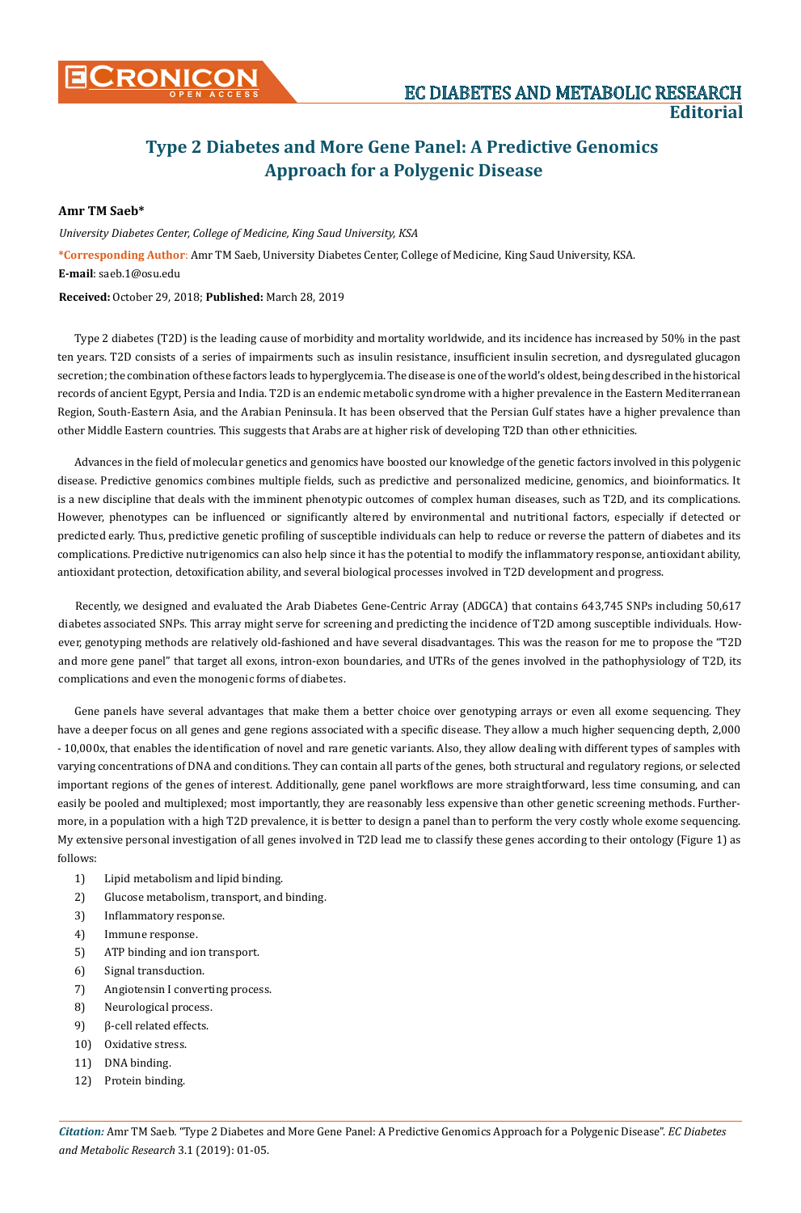# Type 2 Diabetes and More Gene Panel: A Predictive Genomics Approach for a Polygenic Disease

**Amr TM Saeb***

*University Diabetes Center, College of Medicine, King Saud University, KSA*

***Corresponding Author**: Amr TM Saeb, University Diabetes Center, College of Medicine, King Saud University, KSA.

**E-mail**: saeb.1@osu.edu

**Received:** October 29, 2018; **Published:** March 28, 2019

Type 2 diabetes (T2D) is the leading cause of morbidity and mortality worldwide, and its incidence has increased by 50% in the past ten years. T2D consists of a series of impairments such as insulin resistance, insufficient insulin secretion, and dysregulated glucagon secretion; the combination of these factors leads to hyperglycemia. The disease is one of the world's oldest, being described in the historical records of ancient Egypt, Persia and India. T2D is an endemic metabolic syndrome with a higher prevalence in the Eastern Mediterranean Region, South-Eastern Asia, and the Arabian Peninsula. It has been observed that the Persian Gulf states have a higher prevalence than other Middle Eastern countries. This suggests that Arabs are at higher risk of developing T2D than other ethnicities.

Advances in the field of molecular genetics and genomics have boosted our knowledge of the genetic factors involved in this polygenic disease. Predictive genomics combines multiple fields, such as predictive and personalized medicine, genomics, and bioinformatics. It is a new discipline that deals with the imminent phenotypic outcomes of complex human diseases, such as T2D, and its complications. However, phenotypes can be influenced or significantly altered by environmental and nutritional factors, especially if detected or predicted early. Thus, predictive genetic profiling of susceptible individuals can help to reduce or reverse the pattern of diabetes and its complications. Predictive nutrigenomics can also help since it has the potential to modify the inflammatory response, antioxidant ability, antioxidant protection, detoxification ability, and several biological processes involved in T2D development and progress.

Recently, we designed and evaluated the Arab Diabetes Gene-Centric Array (ADGCA) that contains 643,745 SNPs including 50,617 diabetes associated SNPs. This array might serve for screening and predicting the incidence of T2D among susceptible individuals. However, genotyping methods are relatively old-fashioned and have several disadvantages. This was the reason for me to propose the "T2D and more gene panel" that target all exons, intron-exon boundaries, and UTRs of the genes involved in the pathophysiology of T2D, its complications and even the monogenic forms of diabetes.

Gene panels have several advantages that make them a better choice over genotyping arrays or even all exome sequencing. They have a deeper focus on all genes and gene regions associated with a specific disease. They allow a much higher sequencing depth, 2,000 - 10,000x, that enables the identification of novel and rare genetic variants. Also, they allow dealing with different types of samples with varying concentrations of DNA and conditions. They can contain all parts of the genes, both structural and regulatory regions, or selected important regions of the genes of interest. Additionally, gene panel workflows are more straightforward, less time consuming, and can easily be pooled and multiplexed; most importantly, they are reasonably less expensive than other genetic screening methods. Furthermore, in a population with a high T2D prevalence, it is better to design a panel than to perform the very costly whole exome sequencing. My extensive personal investigation of all genes involved in T2D lead me to classify these genes according to their ontology (Figure 1) as follows:

1) Lipid metabolism and lipid binding.
2) Glucose metabolism, transport, and binding.
3) Inflammatory response.
4) Immune response.
5) ATP binding and ion transport.
6) Signal transduction.
7) Angiotensin I converting process.
8) Neurological process.
9) β-cell related effects.
10) Oxidative stress.
11) DNA binding.
12) Protein binding.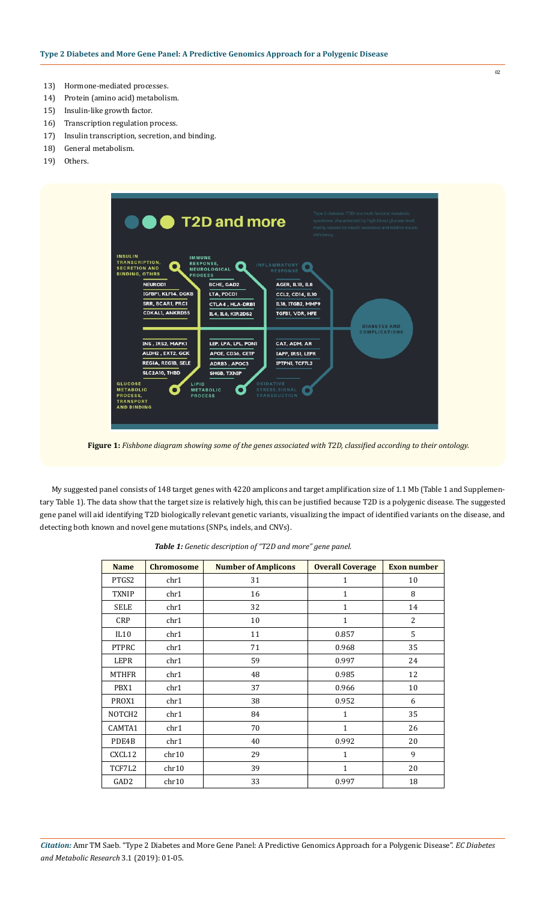13) Hormone-mediated processes.
14) Protein (amino acid) metabolism.
15) Insulin-like growth factor.
16) Transcription regulation process.
17) Insulin transcription, secretion, and binding.
18) General metabolism.
19) Others.

**Figure 1:** *Fishbone diagram showing some of the genes associated with T2D, classified according to their ontology.*

My suggested panel consists of 148 target genes with 4220 amplicons and target amplification size of 1.1 Mb (Table 1 and Supplementary Table 1). The data show that the target size is relatively high, this can be justified because T2D is a polygenic disease. The suggested gene panel will aid identifying T2D biologically relevant genetic variants, visualizing the impact of identified variants on the disease, and detecting both known and novel gene mutations (SNPs, indels, and CNVs).

***Table 1:** Genetic description of "T2D and more" gene panel.*

| Name | Chromosome | Number of Amplicons | Overall Coverage | Exon number |
|---|---|---|---|---|
| PTGS2 | chr1 | 31 | 1 | 10 |
| TXNIP | chr1 | 16 | 1 | 8 |
| SELE | chr1 | 32 | 1 | 14 |
| CRP | chr1 | 10 | 1 | 2 |
| IL10 | chr1 | 11 | 0.857 | 5 |
| PTPRC | chr1 | 71 | 0.968 | 35 |
| LEPR | chr1 | 59 | 0.997 | 24 |
| MTHFR | chr1 | 48 | 0.985 | 12 |
| PBX1 | chr1 | 37 | 0.966 | 10 |
| PROX1 | chr1 | 38 | 0.952 | 6 |
| NOTCH2 | chr1 | 84 | 1 | 35 |
| CAMTA1 | chr1 | 70 | 1 | 26 |
| PDE4B | chr1 | 40 | 0.992 | 20 |
| CXCL12 | chr10 | 29 | 1 | 9 |
| TCF7L2 | chr10 | 39 | 1 | 20 |
| GAD2 | chr10 | 33 | 0.997 | 18 |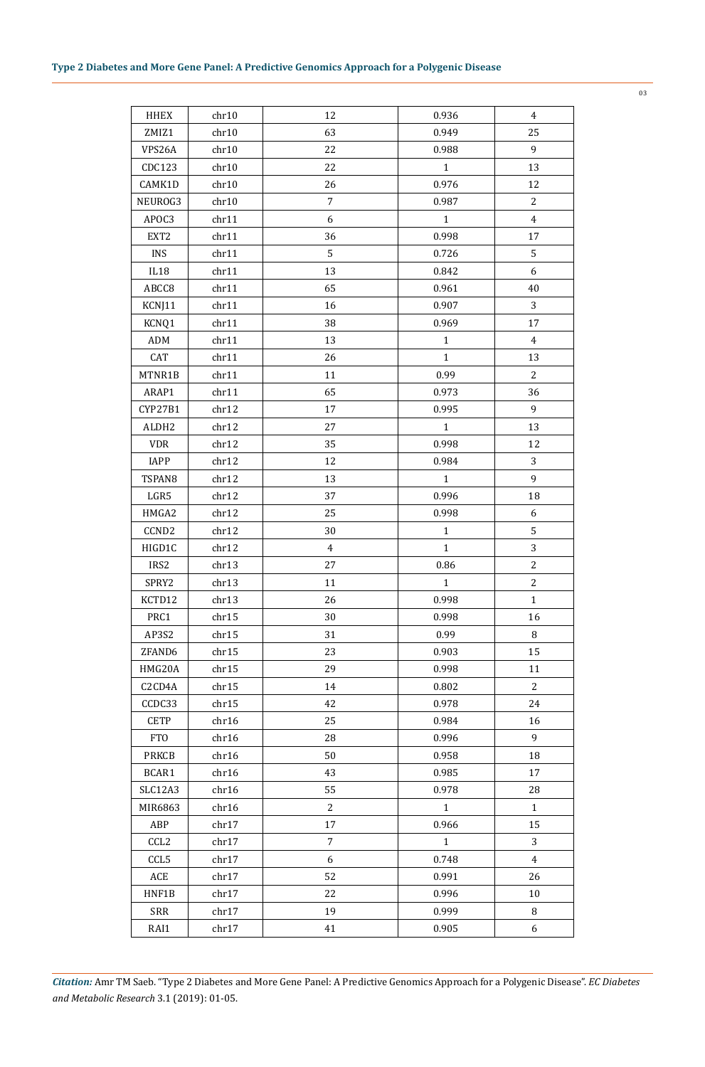| HHEX | chr10 | 12 | 0.936 | 4 |
|---|---|---|---|---|
| ZMIZ1 | chr10 | 63 | 0.949 | 25 |
| VPS26A | chr10 | 22 | 0.988 | 9 |
| CDC123 | chr10 | 22 | 1 | 13 |
| CAMK1D | chr10 | 26 | 0.976 | 12 |
| NEUROG3 | chr10 | 7 | 0.987 | 2 |
| APOC3 | chr11 | 6 | 1 | 4 |
| EXT2 | chr11 | 36 | 0.998 | 17 |
| INS | chr11 | 5 | 0.726 | 5 |
| IL18 | chr11 | 13 | 0.842 | 6 |
| ABCC8 | chr11 | 65 | 0.961 | 40 |
| KCNJ11 | chr11 | 16 | 0.907 | 3 |
| KCNQ1 | chr11 | 38 | 0.969 | 17 |
| ADM | chr11 | 13 | 1 | 4 |
| CAT | chr11 | 26 | 1 | 13 |
| MTNR1B | chr11 | 11 | 0.99 | 2 |
| ARAP1 | chr11 | 65 | 0.973 | 36 |
| CYP27B1 | chr12 | 17 | 0.995 | 9 |
| ALDH2 | chr12 | 27 | 1 | 13 |
| VDR | chr12 | 35 | 0.998 | 12 |
| IAPP | chr12 | 12 | 0.984 | 3 |
| TSPAN8 | chr12 | 13 | 1 | 9 |
| LGR5 | chr12 | 37 | 0.996 | 18 |
| HMGA2 | chr12 | 25 | 0.998 | 6 |
| CCND2 | chr12 | 30 | 1 | 5 |
| HIGD1C | chr12 | 4 | 1 | 3 |
| IRS2 | chr13 | 27 | 0.86 | 2 |
| SPRY2 | chr13 | 11 | 1 | 2 |
| KCTD12 | chr13 | 26 | 0.998 | 1 |
| PRC1 | chr15 | 30 | 0.998 | 16 |
| AP3S2 | chr15 | 31 | 0.99 | 8 |
| ZFAND6 | chr15 | 23 | 0.903 | 15 |
| HMG20A | chr15 | 29 | 0.998 | 11 |
| C2CD4A | chr15 | 14 | 0.802 | 2 |
| CCDC33 | chr15 | 42 | 0.978 | 24 |
| CETP | chr16 | 25 | 0.984 | 16 |
| FTO | chr16 | 28 | 0.996 | 9 |
| PRKCB | chr16 | 50 | 0.958 | 18 |
| BCAR1 | chr16 | 43 | 0.985 | 17 |
| SLC12A3 | chr16 | 55 | 0.978 | 28 |
| MIR6863 | chr16 | 2 | 1 | 1 |
| ABP | chr17 | 17 | 0.966 | 15 |
| CCL2 | chr17 | 7 | 1 | 3 |
| CCL5 | chr17 | 6 | 0.748 | 4 |
| ACE | chr17 | 52 | 0.991 | 26 |
| HNF1B | chr17 | 22 | 0.996 | 10 |
| SRR | chr17 | 19 | 0.999 | 8 |
| RAI1 | chr17 | 41 | 0.905 | 6 |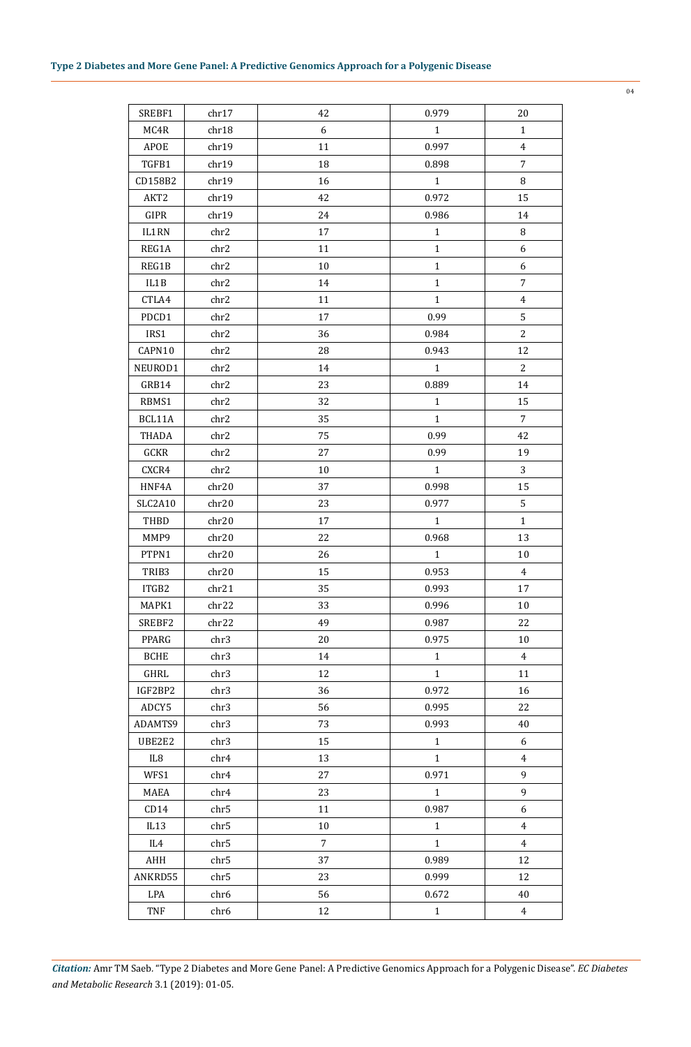| SREBF1 | chr17 | 42 | 0.979 | 20 |
|---|---|---|---|---|
| MC4R | chr18 | 6 | 1 | 1 |
| APOE | chr19 | 11 | 0.997 | 4 |
| TGFB1 | chr19 | 18 | 0.898 | 7 |
| CD158B2 | chr19 | 16 | 1 | 8 |
| AKT2 | chr19 | 42 | 0.972 | 15 |
| GIPR | chr19 | 24 | 0.986 | 14 |
| IL1RN | chr2 | 17 | 1 | 8 |
| REG1A | chr2 | 11 | 1 | 6 |
| REG1B | chr2 | 10 | 1 | 6 |
| IL1B | chr2 | 14 | 1 | 7 |
| CTLA4 | chr2 | 11 | 1 | 4 |
| PDCD1 | chr2 | 17 | 0.99 | 5 |
| IRS1 | chr2 | 36 | 0.984 | 2 |
| CAPN10 | chr2 | 28 | 0.943 | 12 |
| NEUROD1 | chr2 | 14 | 1 | 2 |
| GRB14 | chr2 | 23 | 0.889 | 14 |
| RBMS1 | chr2 | 32 | 1 | 15 |
| BCL11A | chr2 | 35 | 1 | 7 |
| THADA | chr2 | 75 | 0.99 | 42 |
| GCKR | chr2 | 27 | 0.99 | 19 |
| CXCR4 | chr2 | 10 | 1 | 3 |
| HNF4A | chr20 | 37 | 0.998 | 15 |
| SLC2A10 | chr20 | 23 | 0.977 | 5 |
| THBD | chr20 | 17 | 1 | 1 |
| MMP9 | chr20 | 22 | 0.968 | 13 |
| PTPN1 | chr20 | 26 | 1 | 10 |
| TRIB3 | chr20 | 15 | 0.953 | 4 |
| ITGB2 | chr21 | 35 | 0.993 | 17 |
| MAPK1 | chr22 | 33 | 0.996 | 10 |
| SREBF2 | chr22 | 49 | 0.987 | 22 |
| PPARG | chr3 | 20 | 0.975 | 10 |
| BCHE | chr3 | 14 | 1 | 4 |
| GHRL | chr3 | 12 | 1 | 11 |
| IGF2BP2 | chr3 | 36 | 0.972 | 16 |
| ADCY5 | chr3 | 56 | 0.995 | 22 |
| ADAMTS9 | chr3 | 73 | 0.993 | 40 |
| UBE2E2 | chr3 | 15 | 1 | 6 |
| IL8 | chr4 | 13 | 1 | 4 |
| WFS1 | chr4 | 27 | 0.971 | 9 |
| MAEA | chr4 | 23 | 1 | 9 |
| CD14 | chr5 | 11 | 0.987 | 6 |
| IL13 | chr5 | 10 | 1 | 4 |
| IL4 | chr5 | 7 | 1 | 4 |
| AHH | chr5 | 37 | 0.989 | 12 |
| ANKRD55 | chr5 | 23 | 0.999 | 12 |
| LPA | chr6 | 56 | 0.672 | 40 |
| TNF | chr6 | 12 | 1 | 4 |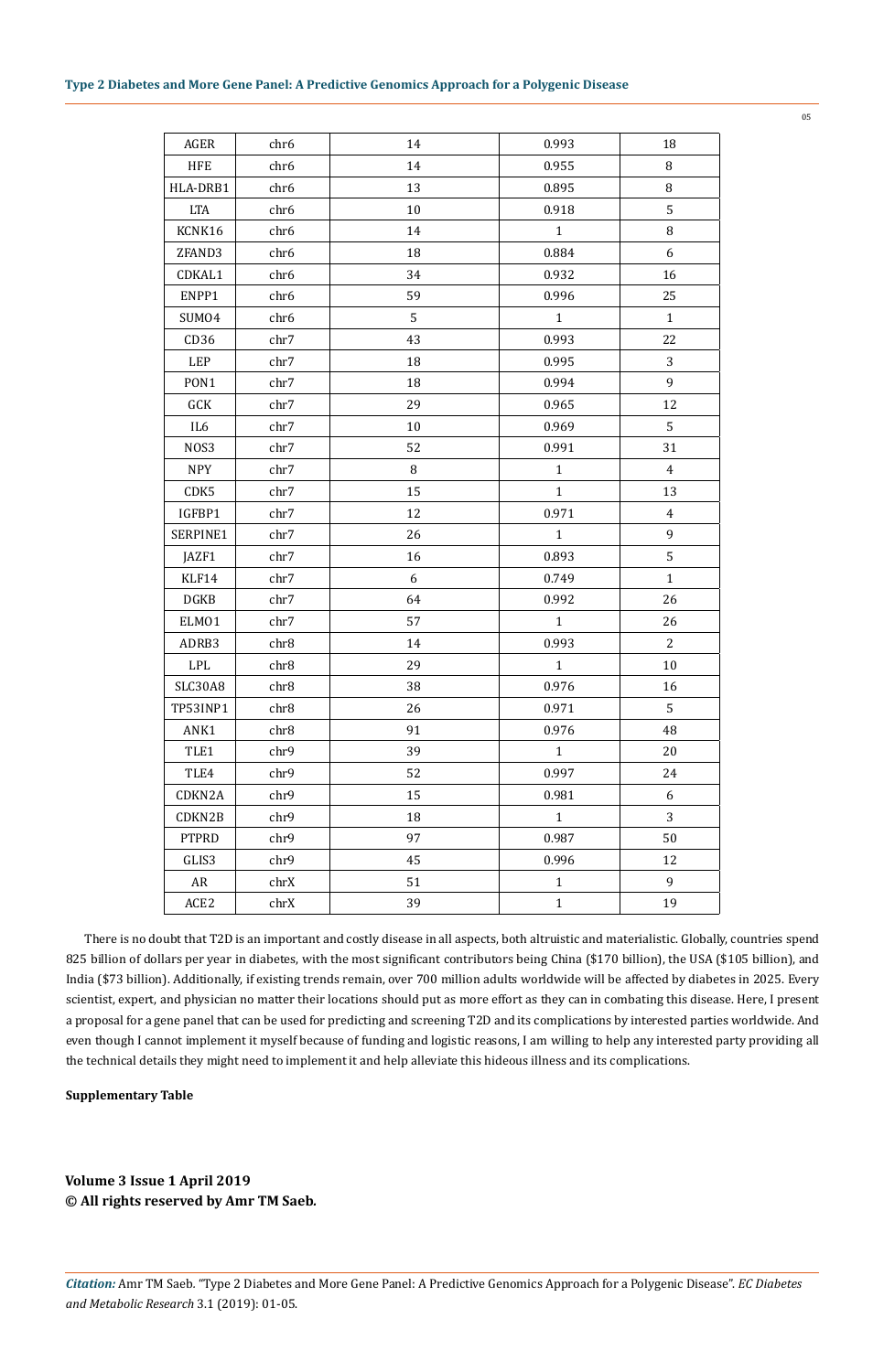| | | | | |
|---|---|---|---|---|
| AGER | chr6 | 14 | 0.993 | 18 |
| HFE | chr6 | 14 | 0.955 | 8 |
| HLA-DRB1 | chr6 | 13 | 0.895 | 8 |
| LTA | chr6 | 10 | 0.918 | 5 |
| KCNK16 | chr6 | 14 | 1 | 8 |
| ZFAND3 | chr6 | 18 | 0.884 | 6 |
| CDKAL1 | chr6 | 34 | 0.932 | 16 |
| ENPP1 | chr6 | 59 | 0.996 | 25 |
| SUMO4 | chr6 | 5 | 1 | 1 |
| CD36 | chr7 | 43 | 0.993 | 22 |
| LEP | chr7 | 18 | 0.995 | 3 |
| PON1 | chr7 | 18 | 0.994 | 9 |
| GCK | chr7 | 29 | 0.965 | 12 |
| IL6 | chr7 | 10 | 0.969 | 5 |
| NOS3 | chr7 | 52 | 0.991 | 31 |
| NPY | chr7 | 8 | 1 | 4 |
| CDK5 | chr7 | 15 | 1 | 13 |
| IGFBP1 | chr7 | 12 | 0.971 | 4 |
| SERPINE1 | chr7 | 26 | 1 | 9 |
| JAZF1 | chr7 | 16 | 0.893 | 5 |
| KLF14 | chr7 | 6 | 0.749 | 1 |
| DGKB | chr7 | 64 | 0.992 | 26 |
| ELMO1 | chr7 | 57 | 1 | 26 |
| ADRB3 | chr8 | 14 | 0.993 | 2 |
| LPL | chr8 | 29 | 1 | 10 |
| SLC30A8 | chr8 | 38 | 0.976 | 16 |
| TP53INP1 | chr8 | 26 | 0.971 | 5 |
| ANK1 | chr8 | 91 | 0.976 | 48 |
| TLE1 | chr9 | 39 | 1 | 20 |
| TLE4 | chr9 | 52 | 0.997 | 24 |
| CDKN2A | chr9 | 15 | 0.981 | 6 |
| CDKN2B | chr9 | 18 | 1 | 3 |
| PTPRD | chr9 | 97 | 0.987 | 50 |
| GLIS3 | chr9 | 45 | 0.996 | 12 |
| AR | chrX | 51 | 1 | 9 |
| ACE2 | chrX | 39 | 1 | 19 |

There is no doubt that T2D is an important and costly disease in all aspects, both altruistic and materialistic. Globally, countries spend 825 billion of dollars per year in diabetes, with the most significant contributors being China ($170 billion), the USA ($105 billion), and India ($73 billion). Additionally, if existing trends remain, over 700 million adults worldwide will be affected by diabetes in 2025. Every scientist, expert, and physician no matter their locations should put as more effort as they can in combating this disease. Here, I present a proposal for a gene panel that can be used for predicting and screening T2D and its complications by interested parties worldwide. And even though I cannot implement it myself because of funding and logistic reasons, I am willing to help any interested party providing all the technical details they might need to implement it and help alleviate this hideous illness and its complications.

**Supplementary Table**

**Volume 3 Issue 1 April 2019**
**© All rights reserved by Amr TM Saeb.**